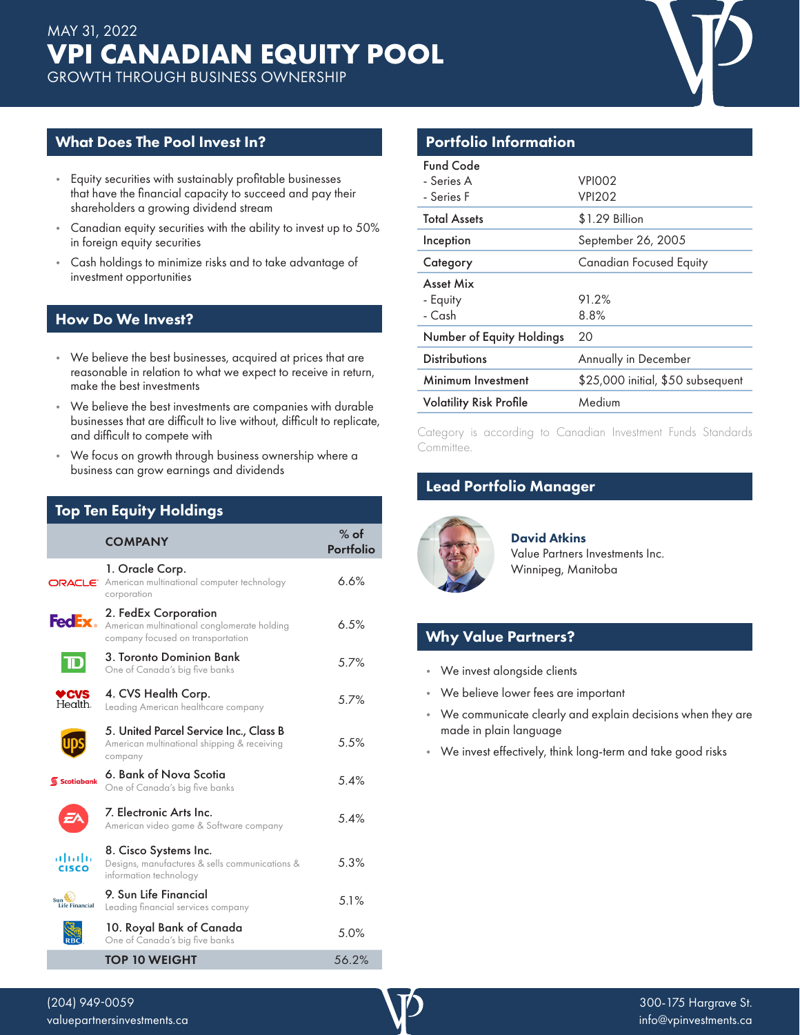MAY 31, 2022

# VPI CANADIAN EQUITY POOL

GROWTH THROUGH BUSINESS OWNERSHIP

## What Does The Pool Invest In?

- Equity securities with sustainably profitable businesses that have the financial capacity to succeed and pay their shareholders a growing dividend stream
- Canadian equity securities with the ability to invest up to 50% in foreign equity securities
- Cash holdings to minimize risks and to take advantage of investment opportunities

## How Do We Invest?

- We believe the best businesses, acquired at prices that are reasonable in relation to what we expect to receive in return, make the best investments
- We believe the best investments are companies with durable businesses that are difficult to live without, difficult to replicate, and difficult to compete with
- We focus on growth through business ownership where a business can grow earnings and dividends

## Top Ten Equity Holdings

| COMPANY | % of Portfolio |
|---|---|
| 1. Oracle Corp. American multinational computer technology corporation | 6.6% |
| 2. FedEx Corporation American multinational conglomerate holding company focused on transportation | 6.5% |
| 3. Toronto Dominion Bank One of Canada's big five banks | 5.7% |
| 4. CVS Health Corp. Leading American healthcare company | 5.7% |
| 5. United Parcel Service Inc., Class B American multinational shipping & receiving company | 5.5% |
| 6. Bank of Nova Scotia One of Canada's big five banks | 5.4% |
| 7. Electronic Arts Inc. American video game & Software company | 5.4% |
| 8. Cisco Systems Inc. Designs, manufactures & sells communications & information technology | 5.3% |
| 9. Sun Life Financial Leading financial services company | 5.1% |
| 10. Royal Bank of Canada One of Canada's big five banks | 5.0% |
| **TOP 10 WEIGHT** | 56.2% |

## Portfolio Information

| | |
|---|---|
| Fund Code | |
| - Series A | VPI002 |
| - Series F | VPI202 |
| Total Assets | $1.29 Billion |
| Inception | September 26, 2005 |
| Category | Canadian Focused Equity |
| Asset Mix | |
| - Equity | 91.2% |
| - Cash | 8.8% |
| Number of Equity Holdings | 20 |
| Distributions | Annually in December |
| Minimum Investment | $25,000 initial, $50 subsequent |
| Volatility Risk Profile | Medium |

Category is according to Canadian Investment Funds Standards Committee.

## Lead Portfolio Manager

**David Atkins**
Value Partners Investments Inc.
Winnipeg, Manitoba

## Why Value Partners?

- We invest alongside clients
- We believe lower fees are important
- We communicate clearly and explain decisions when they are made in plain language
- We invest effectively, think long-term and take good risks

(204) 949-0059
valuepartnersinvestments.ca

300-175 Hargrave St.
info@vpinvestments.ca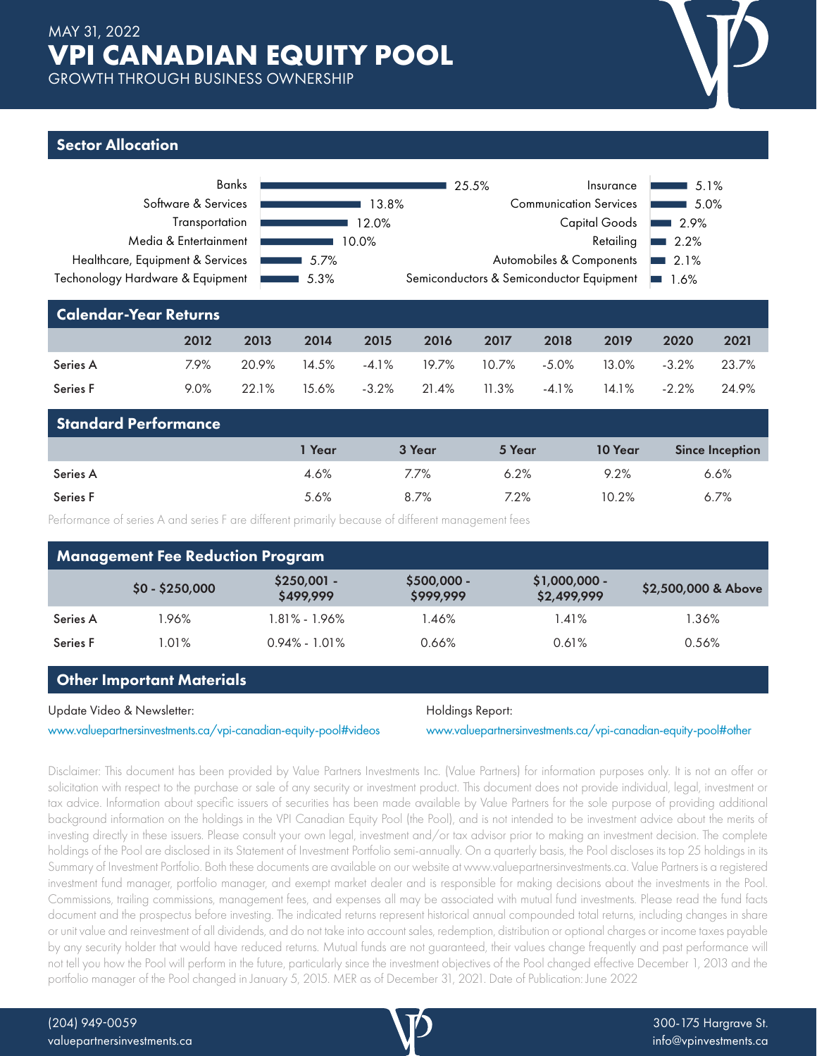MAY 31, 2022

# VPI CANADIAN EQUITY POOL

GROWTH THROUGH BUSINESS OWNERSHIP

## Sector Allocation

Banks 25.5%
Software & Services 13.8%
Transportation 12.0%
Media & Entertainment 10.0%
Healthcare, Equipment & Services 5.7%
Techonology Hardware & Equipment 5.3%
Insurance 5.1%
Communication Services 5.0%
Capital Goods 2.9%
Retailing 2.2%
Automobiles & Components 2.1%
Semiconductors & Semiconductor Equipment 1.6%

## Calendar-Year Returns

| | 2012 | 2013 | 2014 | 2015 | 2016 | 2017 | 2018 | 2019 | 2020 | 2021 |
|---|---|---|---|---|---|---|---|---|---|---|
| Series A | 7.9% | 20.9% | 14.5% | -4.1% | 19.7% | 10.7% | -5.0% | 13.0% | -3.2% | 23.7% |
| Series F | 9.0% | 22.1% | 15.6% | -3.2% | 21.4% | 11.3% | -4.1% | 14.1% | -2.2% | 24.9% |

## Standard Performance

| | 1 Year | 3 Year | 5 Year | 10 Year | Since Inception |
|---|---|---|---|---|---|
| Series A | 4.6% | 7.7% | 6.2% | 9.2% | 6.6% |
| Series F | 5.6% | 8.7% | 7.2% | 10.2% | 6.7% |

Performance of series A and series F are different primarily because of different management fees

## Management Fee Reduction Program

| | $0 - $250,000 | $250,001 - $499,999 | $500,000 - $999,999 | $1,000,000 - $2,499,999 | $2,500,000 & Above |
|---|---|---|---|---|---|
| Series A | 1.96% | 1.81% - 1.96% | 1.46% | 1.41% | 1.36% |
| Series F | 1.01% | 0.94% - 1.01% | 0.66% | 0.61% | 0.56% |

## Other Important Materials

Update Video & Newsletter:
www.valuepartnersinvestments.ca/vpi-canadian-equity-pool#videos

Holdings Report:
www.valuepartnersinvestments.ca/vpi-canadian-equity-pool#other

Disclaimer: This document has been provided by Value Partners Investments Inc. (Value Partners) for information purposes only. It is not an offer or solicitation with respect to the purchase or sale of any security or investment product. This document does not provide individual, legal, investment or tax advice. Information about specific issuers of securities has been made available by Value Partners for the sole purpose of providing additional background information on the holdings in the VPI Canadian Equity Pool (the Pool), and is not intended to be investment advice about the merits of investing directly in these issuers. Please consult your own legal, investment and/or tax advisor prior to making an investment decision. The complete holdings of the Pool are disclosed in its Statement of Investment Portfolio semi-annually. On a quarterly basis, the Pool discloses its top 25 holdings in its Summary of Investment Portfolio. Both these documents are available on our website at www.valuepartnersinvestments.ca. Value Partners is a registered investment fund manager, portfolio manager, and exempt market dealer and is responsible for making decisions about the investments in the Pool. Commissions, trailing commissions, management fees, and expenses all may be associated with mutual fund investments. Please read the fund facts document and the prospectus before investing. The indicated returns represent historical annual compounded total returns, including changes in share or unit value and reinvestment of all dividends, and do not take into account sales, redemption, distribution or optional charges or income taxes payable by any security holder that would have reduced returns. Mutual funds are not guaranteed, their values change frequently and past performance will not tell you how the Pool will perform in the future, particularly since the investment objectives of the Pool changed effective December 1, 2013 and the portfolio manager of the Pool changed in January 5, 2015. MER as of December 31, 2021. Date of Publication: June 2022

(204) 949-0059
valuepartnersinvestments.ca

300-175 Hargrave St.
info@vpinvestments.ca